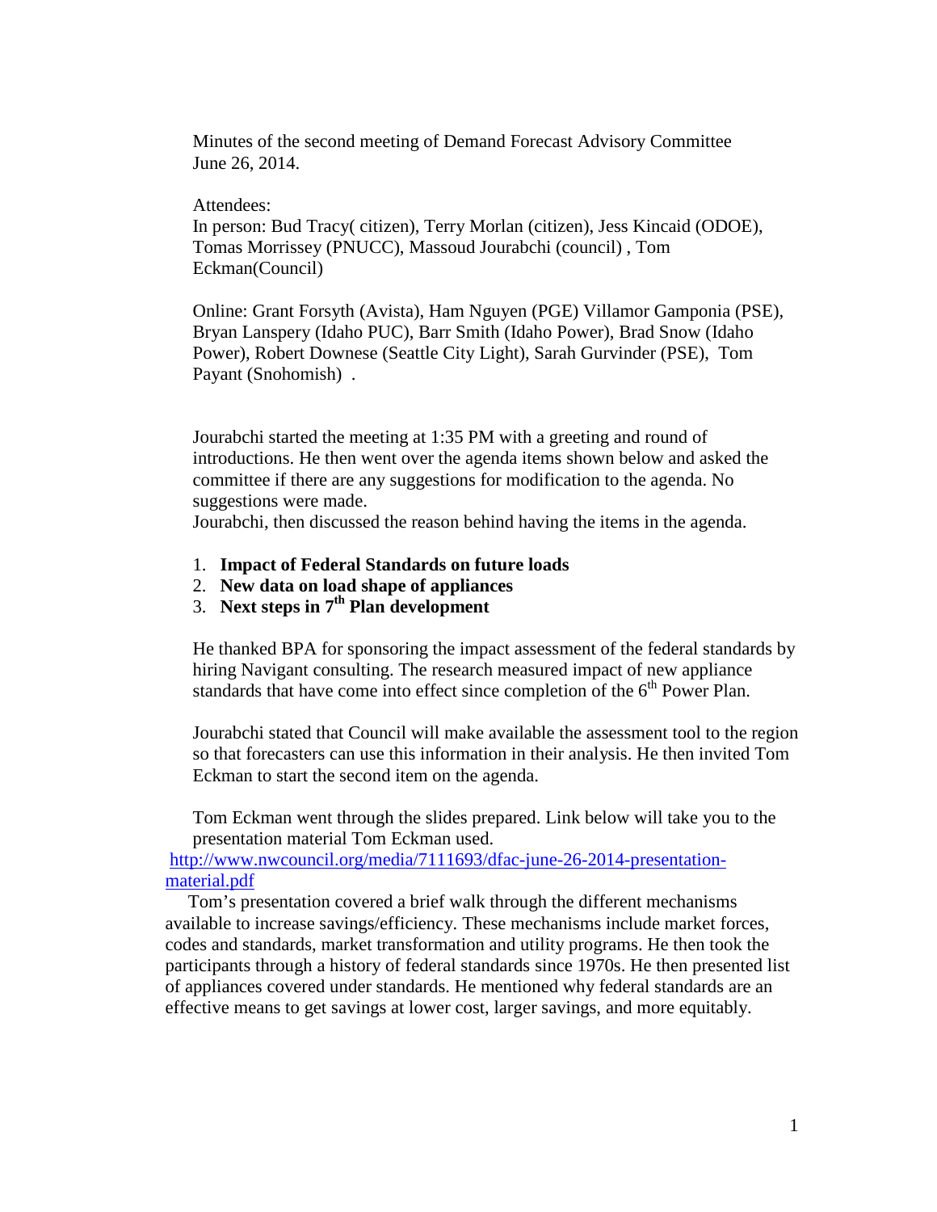Minutes of the second meeting of Demand Forecast Advisory Committee
June 26, 2014.

Attendees:
In person: Bud Tracy( citizen), Terry Morlan (citizen), Jess Kincaid (ODOE), Tomas Morrissey (PNUCC), Massoud Jourabchi (council) , Tom Eckman(Council)

Online: Grant Forsyth (Avista), Ham Nguyen (PGE) Villamor Gamponia (PSE), Bryan Lanspery (Idaho PUC), Barr Smith (Idaho Power), Brad Snow (Idaho Power), Robert Downese (Seattle City Light), Sarah Gurvinder (PSE), Tom Payant (Snohomish) .

Jourabchi started the meeting at 1:35 PM with a greeting and round of introductions. He then went over the agenda items shown below and asked the committee if there are any suggestions for modification to the agenda. No suggestions were made.
Jourabchi, then discussed the reason behind having the items in the agenda.

1. **Impact of Federal Standards on future loads**
2. **New data on load shape of appliances**
3. **Next steps in 7th Plan development**

He thanked BPA for sponsoring the impact assessment of the federal standards by hiring Navigant consulting. The research measured impact of new appliance standards that have come into effect since completion of the 6th Power Plan.

Jourabchi stated that Council will make available the assessment tool to the region so that forecasters can use this information in their analysis. He then invited Tom Eckman to start the second item on the agenda.

Tom Eckman went through the slides prepared. Link below will take you to the presentation material Tom Eckman used.
http://www.nwcouncil.org/media/7111693/dfac-june-26-2014-presentation-material.pdf

Tom's presentation covered a brief walk through the different mechanisms available to increase savings/efficiency. These mechanisms include market forces, codes and standards, market transformation and utility programs. He then took the participants through a history of federal standards since 1970s. He then presented list of appliances covered under standards. He mentioned why federal standards are an effective means to get savings at lower cost, larger savings, and more equitably.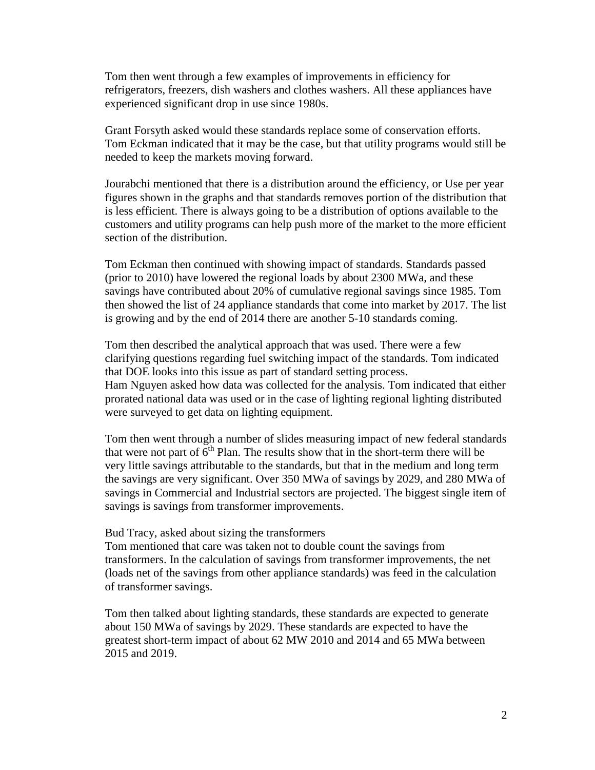Tom then went through a few examples of improvements in efficiency for refrigerators, freezers, dish washers and clothes washers. All these appliances have experienced significant drop in use since 1980s.

Grant Forsyth asked would these standards replace some of conservation efforts. Tom Eckman indicated that it may be the case, but that utility programs would still be needed to keep the markets moving forward.

Jourabchi mentioned that there is a distribution around the efficiency, or Use per year figures shown in the graphs and that standards removes portion of the distribution that is less efficient. There is always going to be a distribution of options available to the customers and utility programs can help push more of the market to the more efficient section of the distribution.

Tom Eckman then continued with showing impact of standards. Standards passed (prior to 2010) have lowered the regional loads by about 2300 MWa, and these savings have contributed about 20% of cumulative regional savings since 1985. Tom then showed the list of 24 appliance standards that come into market by 2017. The list is growing and by the end of 2014 there are another 5-10 standards coming.

Tom then described the analytical approach that was used. There were a few clarifying questions regarding fuel switching impact of the standards. Tom indicated that DOE looks into this issue as part of standard setting process.
Ham Nguyen asked how data was collected for the analysis. Tom indicated that either prorated national data was used or in the case of lighting regional lighting distributed were surveyed to get data on lighting equipment.

Tom then went through a number of slides measuring impact of new federal standards that were not part of 6th Plan. The results show that in the short-term there will be very little savings attributable to the standards, but that in the medium and long term the savings are very significant. Over 350 MWa of savings by 2029, and 280 MWa of savings in Commercial and Industrial sectors are projected. The biggest single item of savings is savings from transformer improvements.

Bud Tracy, asked about sizing the transformers
Tom mentioned that care was taken not to double count the savings from transformers. In the calculation of savings from transformer improvements, the net (loads net of the savings from other appliance standards) was feed in the calculation of transformer savings.

Tom then talked about lighting standards, these standards are expected to generate about 150 MWa of savings by 2029. These standards are expected to have the greatest short-term impact of about 62 MW 2010 and 2014 and 65 MWa between 2015 and 2019.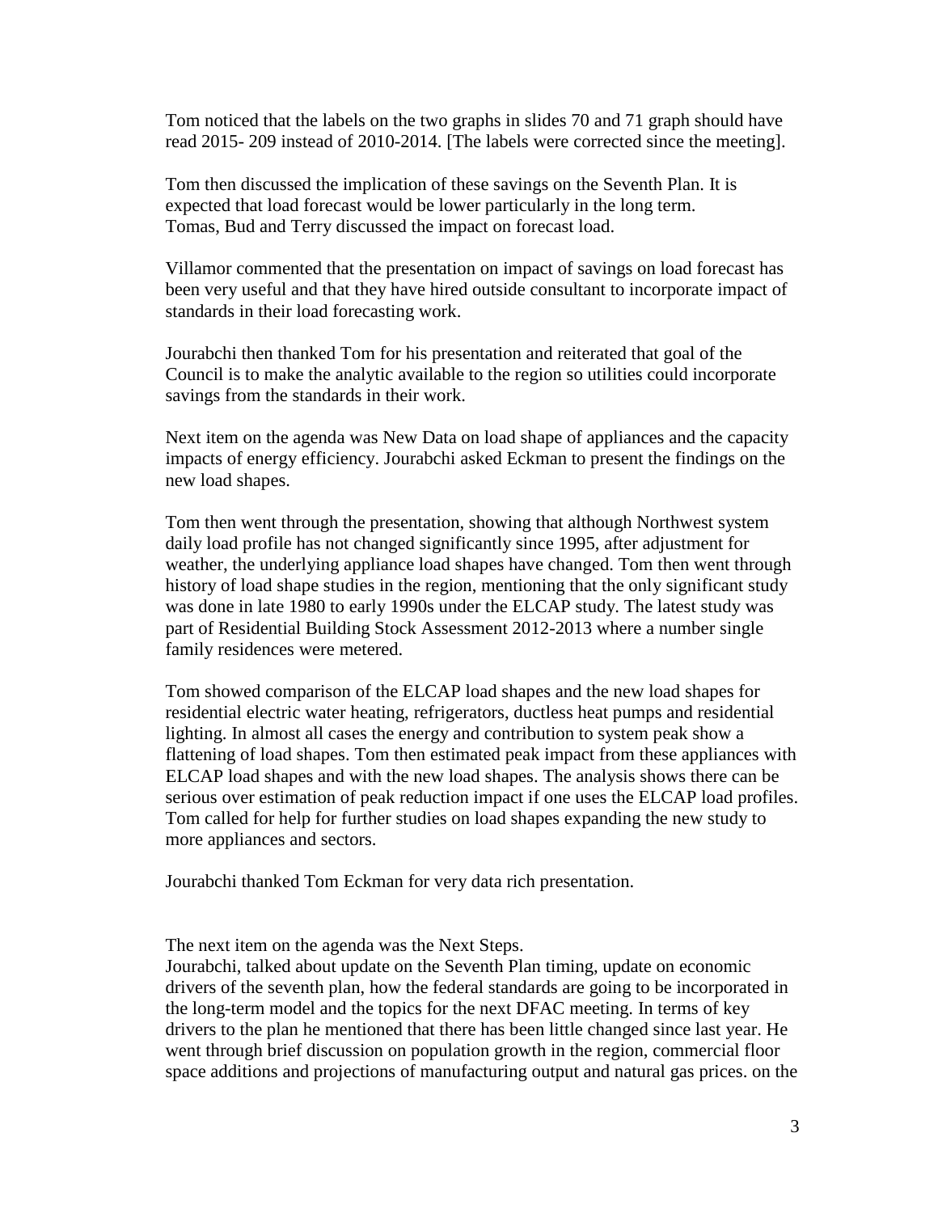Tom noticed that the labels on the two graphs in slides 70 and 71 graph should have read 2015- 209 instead of 2010-2014. [The labels were corrected since the meeting].

Tom then discussed the implication of these savings on the Seventh Plan. It is expected that load forecast would be lower particularly in the long term. Tomas, Bud and Terry discussed the impact on forecast load.

Villamor commented that the presentation on impact of savings on load forecast has been very useful and that they have hired outside consultant to incorporate impact of standards in their load forecasting work.

Jourabchi then thanked Tom for his presentation and reiterated that goal of the Council is to make the analytic available to the region so utilities could incorporate savings from the standards in their work.

Next item on the agenda was New Data on load shape of appliances and the capacity impacts of energy efficiency. Jourabchi asked Eckman to present the findings on the new load shapes.

Tom then went through the presentation, showing that although Northwest system daily load profile has not changed significantly since 1995, after adjustment for weather, the underlying appliance load shapes have changed. Tom then went through history of load shape studies in the region, mentioning that the only significant study was done in late 1980 to early 1990s under the ELCAP study. The latest study was part of Residential Building Stock Assessment 2012-2013 where a number single family residences were metered.

Tom showed comparison of the ELCAP load shapes and the new load shapes for residential electric water heating, refrigerators, ductless heat pumps and residential lighting. In almost all cases the energy and contribution to system peak show a flattening of load shapes. Tom then estimated peak impact from these appliances with ELCAP load shapes and with the new load shapes. The analysis shows there can be serious over estimation of peak reduction impact if one uses the ELCAP load profiles. Tom called for help for further studies on load shapes expanding the new study to more appliances and sectors.

Jourabchi thanked Tom Eckman for very data rich presentation.

The next item on the agenda was the Next Steps.
Jourabchi, talked about update on the Seventh Plan timing, update on economic drivers of the seventh plan, how the federal standards are going to be incorporated in the long-term model and the topics for the next DFAC meeting. In terms of key drivers to the plan he mentioned that there has been little changed since last year. He went through brief discussion on population growth in the region, commercial floor space additions and projections of manufacturing output and natural gas prices. on the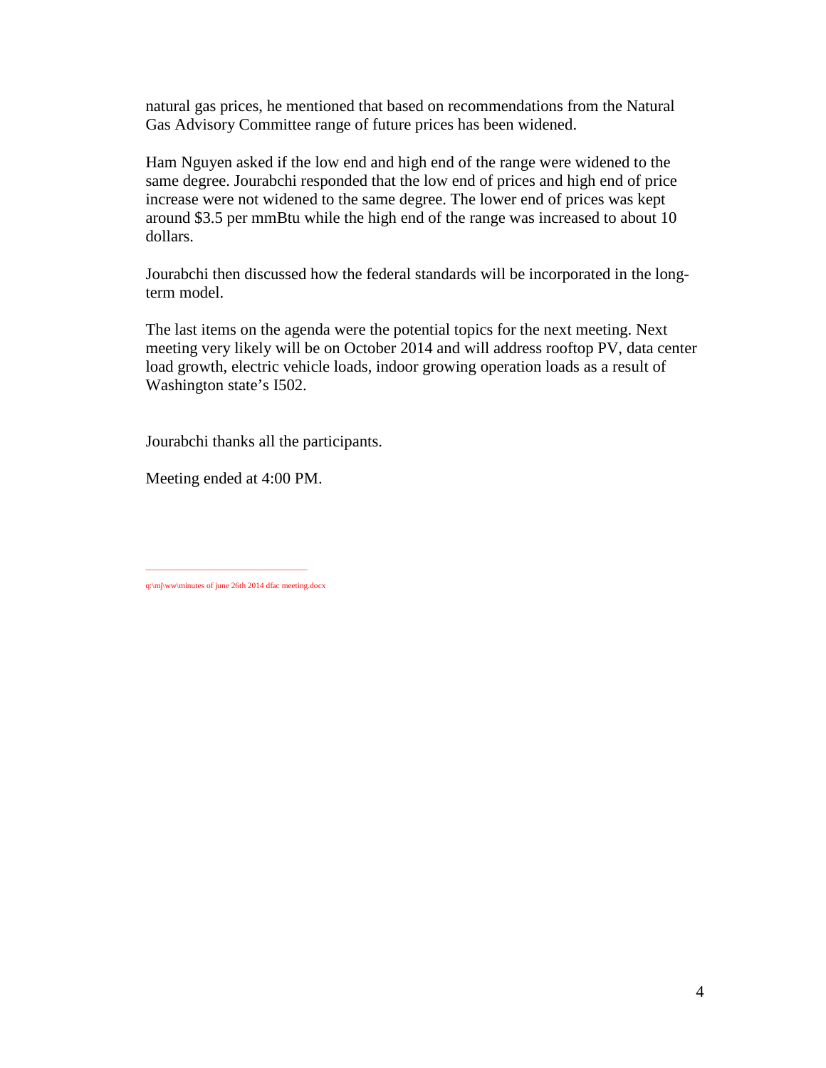natural gas prices, he mentioned that based on recommendations from the Natural Gas Advisory Committee range of future prices has been widened.

Ham Nguyen asked if the low end and high end of the range were widened to the same degree. Jourabchi responded that the low end of prices and high end of price increase were not widened to the same degree. The lower end of prices was kept around $3.5 per mmBtu while the high end of the range was increased to about 10 dollars.

Jourabchi then discussed how the federal standards will be incorporated in the long-term model.

The last items on the agenda were the potential topics for the next meeting. Next meeting very likely will be on October 2014 and will address rooftop PV, data center load growth, electric vehicle loads, indoor growing operation loads as a result of Washington state's I502.

Jourabchi thanks all the participants.

Meeting ended at 4:00 PM.

q:\mj\ww\minutes of june 26th 2014 dfac meeting.docx